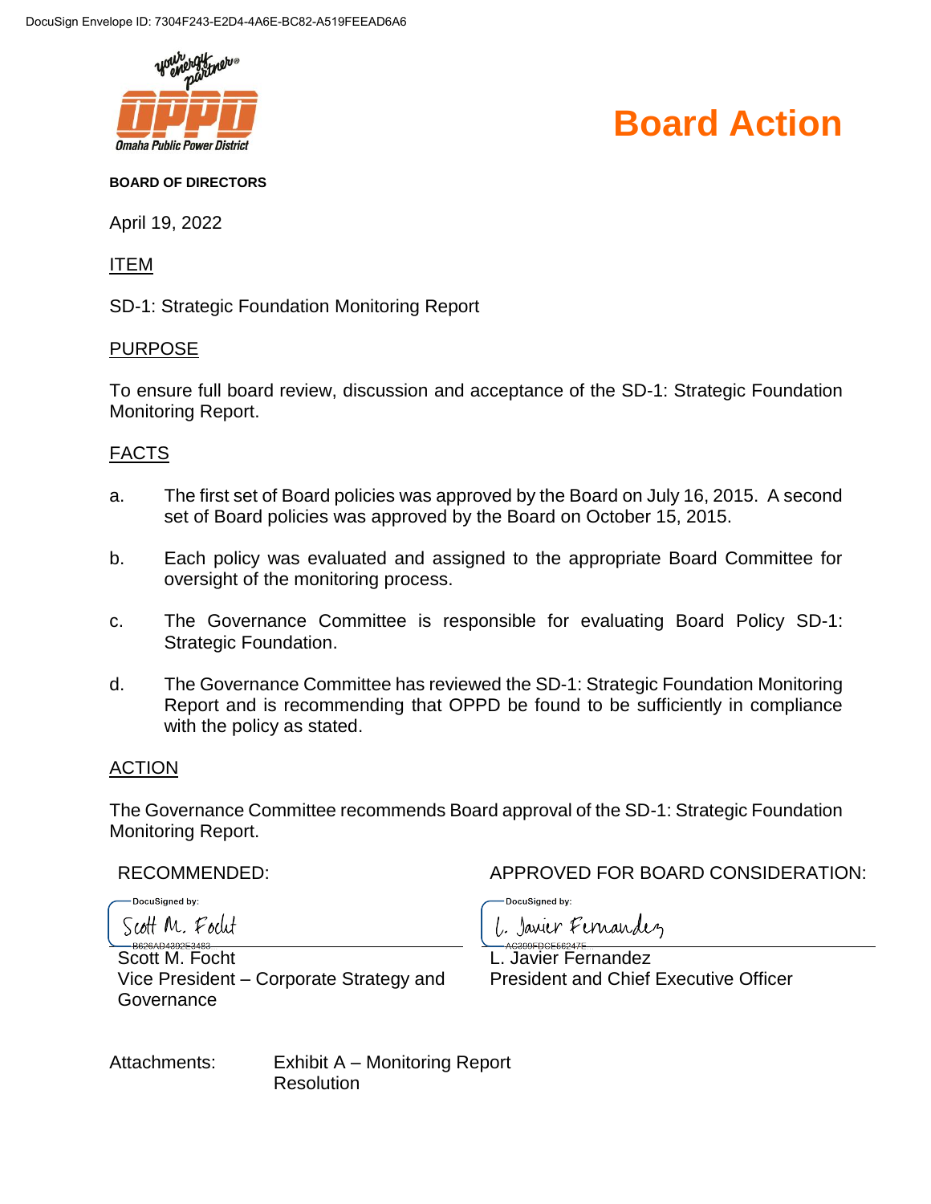# Board Action

**BOARD OF DIRECTORS**

April 19, 2022

## ITEM

SD-1: Strategic Foundation Monitoring Report

## PURPOSE

To ensure full board review, discussion and acceptance of the SD-1: Strategic Foundation Monitoring Report.

## FACTS

a. The first set of Board policies was approved by the Board on July 16, 2015. A second set of Board policies was approved by the Board on October 15, 2015.

b. Each policy was evaluated and assigned to the appropriate Board Committee for oversight of the monitoring process.

c. The Governance Committee is responsible for evaluating Board Policy SD-1: Strategic Foundation.

d. The Governance Committee has reviewed the SD-1: Strategic Foundation Monitoring Report and is recommending that OPPD be found to be sufficiently in compliance with the policy as stated.

## ACTION

The Governance Committee recommends Board approval of the SD-1: Strategic Foundation Monitoring Report.

| RECOMMENDED: | APPROVED FOR BOARD CONSIDERATION: |
|---|---|
| DocuSigned by: Scott M. Focht | DocuSigned by: L. Javier Fernandez |
| Scott M. Focht<br>Vice President – Corporate Strategy and Governance | L. Javier Fernandez<br>President and Chief Executive Officer |

Attachments: Exhibit A – Monitoring Report
Resolution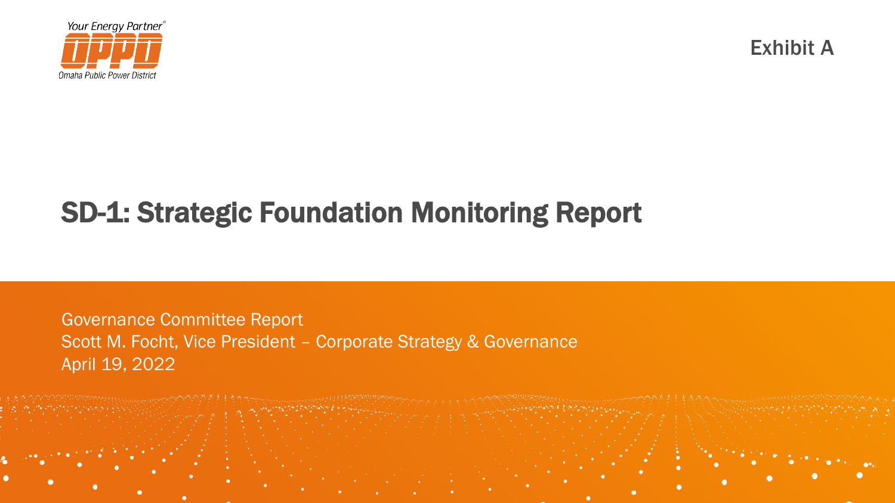Exhibit A

# SD-1: Strategic Foundation Monitoring Report

Governance Committee Report
Scott M. Focht, Vice President – Corporate Strategy & Governance
April 19, 2022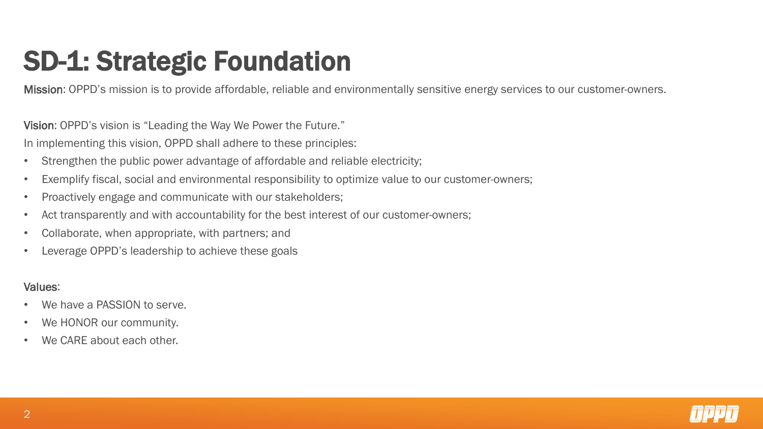# SD-1: Strategic Foundation

**Mission**: OPPD's mission is to provide affordable, reliable and environmentally sensitive energy services to our customer-owners.

**Vision**: OPPD's vision is "Leading the Way We Power the Future."

In implementing this vision, OPPD shall adhere to these principles:

- Strengthen the public power advantage of affordable and reliable electricity;
- Exemplify fiscal, social and environmental responsibility to optimize value to our customer-owners;
- Proactively engage and communicate with our stakeholders;
- Act transparently and with accountability for the best interest of our customer-owners;
- Collaborate, when appropriate, with partners; and
- Leverage OPPD's leadership to achieve these goals

**Values**:

- We have a PASSION to serve.
- We HONOR our community.
- We CARE about each other.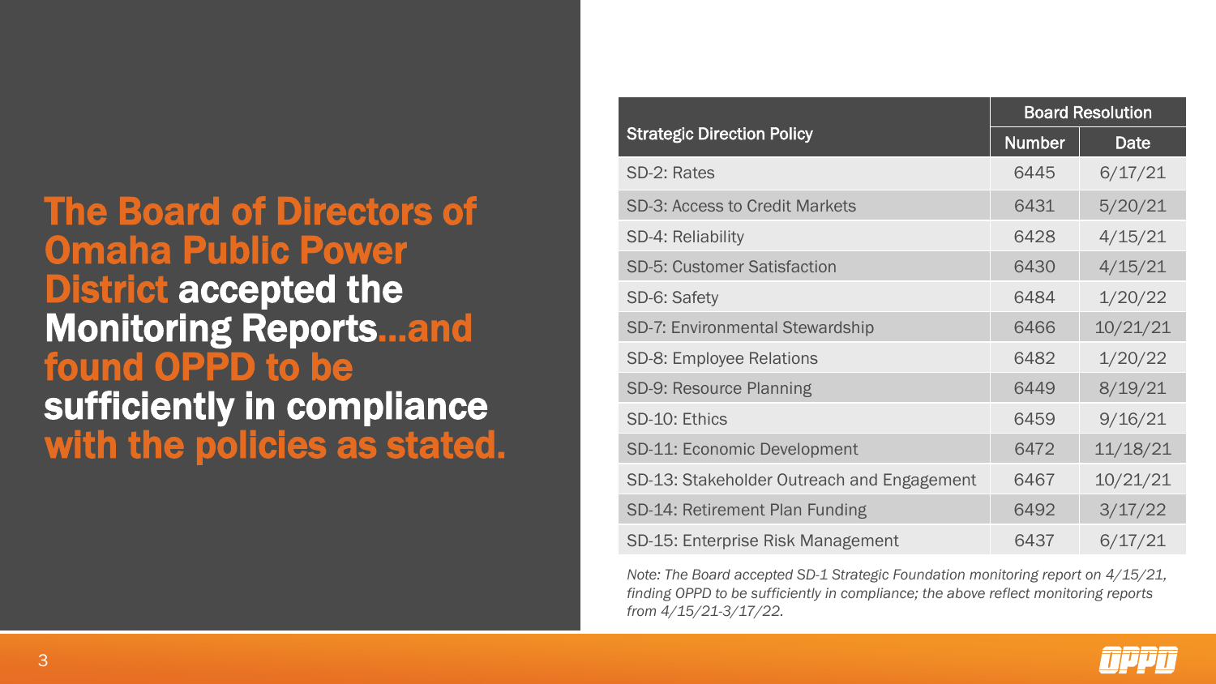# The Board of Directors of Omaha Public Power District accepted the Monitoring Reports…and found OPPD to be sufficiently in compliance with the policies as stated.

| Strategic Direction Policy | Board Resolution | |
|---|---|---|
| | Number | Date |
| SD-2: Rates | 6445 | 6/17/21 |
| SD-3: Access to Credit Markets | 6431 | 5/20/21 |
| SD-4: Reliability | 6428 | 4/15/21 |
| SD-5: Customer Satisfaction | 6430 | 4/15/21 |
| SD-6: Safety | 6484 | 1/20/22 |
| SD-7: Environmental Stewardship | 6466 | 10/21/21 |
| SD-8: Employee Relations | 6482 | 1/20/22 |
| SD-9: Resource Planning | 6449 | 8/19/21 |
| SD-10: Ethics | 6459 | 9/16/21 |
| SD-11: Economic Development | 6472 | 11/18/21 |
| SD-13: Stakeholder Outreach and Engagement | 6467 | 10/21/21 |
| SD-14: Retirement Plan Funding | 6492 | 3/17/22 |
| SD-15: Enterprise Risk Management | 6437 | 6/17/21 |

*Note: The Board accepted SD-1 Strategic Foundation monitoring report on 4/15/21, finding OPPD to be sufficiently in compliance; the above reflect monitoring reports from 4/15/21-3/17/22.*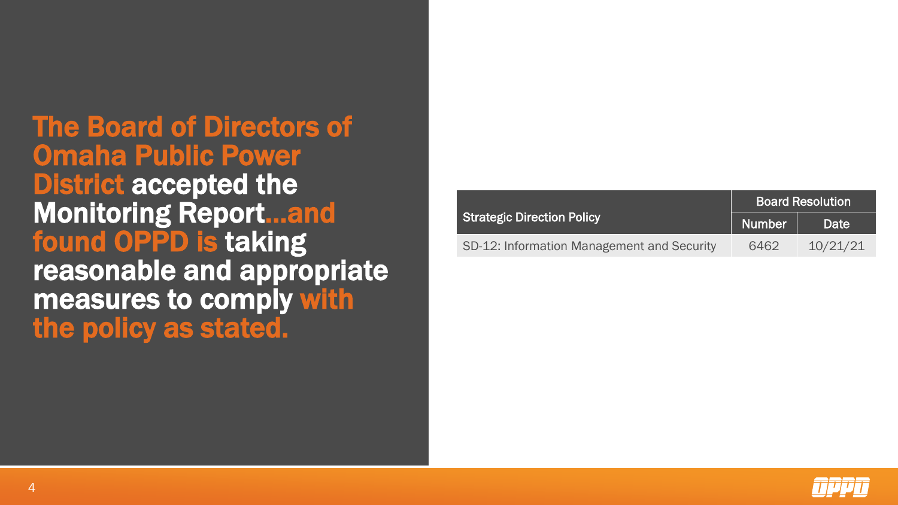# The Board of Directors of Omaha Public Power District accepted the Monitoring Report...and found OPPD is taking reasonable and appropriate measures to comply with the policy as stated.

| Strategic Direction Policy | Board Resolution | |
|---|---|---|
| | Number | Date |
| SD-12: Information Management and Security | 6462 | 10/21/21 |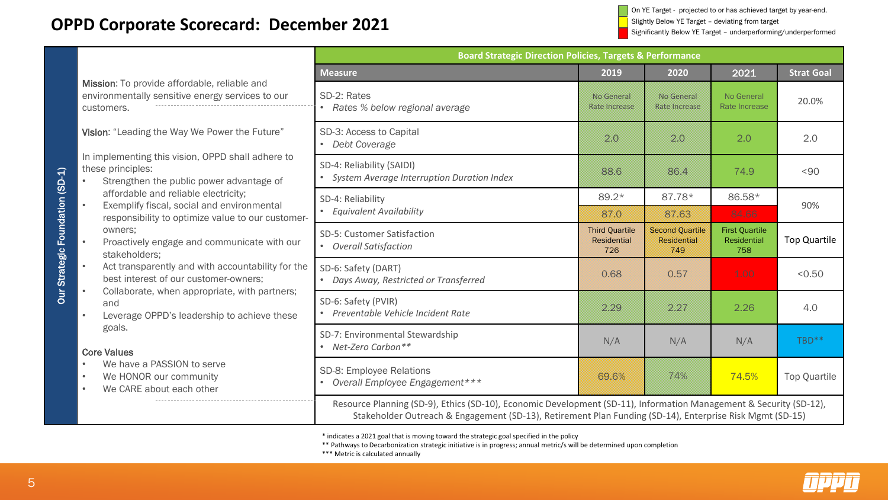# OPPD Corporate Scorecard: December 2021

On YE Target - projected to or has achieved target by year-end.
Slightly Below YE Target – deviating from target
Significantly Below YE Target – underperforming/underperformed

**Our Strategic Foundation (SD-1)**

**Mission**: To provide affordable, reliable and environmentally sensitive energy services to our customers.

**Vision**: "Leading the Way We Power the Future"

In implementing this vision, OPPD shall adhere to these principles:

- Strengthen the public power advantage of affordable and reliable electricity;
- Exemplify fiscal, social and environmental responsibility to optimize value to our customer-owners;
- Proactively engage and communicate with our stakeholders;
- Act transparently and with accountability for the best interest of our customer-owners;
- Collaborate, when appropriate, with partners; and
- Leverage OPPD's leadership to achieve these goals.

**Core Values**

- We have a PASSION to serve
- We HONOR our community
- We CARE about each other

**Board Strategic Direction Policies, Targets & Performance**

| Measure | 2019 | 2020 | 2021 | Strat Goal |
|---|---|---|---|---|
| SD-2: Rates<br>• *Rates % below regional average* | No General Rate Increase | No General Rate Increase | No General Rate Increase | 20.0% |
| SD-3: Access to Capital<br>• *Debt Coverage* | 2.0 | 2.0 | 2.0 | 2.0 |
| SD-4: Reliability (SAIDI)<br>• *System Average Interruption Duration Index* | 88.6 | 86.4 | 74.9 | <90 |
| SD-4: Reliability<br>• *Equivalent Availability* | 89.2*<br>87.0 | 87.78*<br>87.63 | 86.58*<br>84.66 | 90% |
| SD-5: Customer Satisfaction<br>• *Overall Satisfaction* | Third Quartile Residential 726 | Second Quartile Residential 749 | First Quartile Residential 758 | Top Quartile |
| SD-6: Safety (DART)<br>• *Days Away, Restricted or Transferred* | 0.68 | 0.57 | 1.00 | <0.50 |
| SD-6: Safety (PVIR)<br>• *Preventable Vehicle Incident Rate* | 2.29 | 2.27 | 2.26 | 4.0 |
| SD-7: Environmental Stewardship<br>• *Net-Zero Carbon*** | N/A | N/A | N/A | TBD** |
| SD-8: Employee Relations<br>• *Overall Employee Engagement**** | 69.6% | 74% | 74.5% | Top Quartile |

Resource Planning (SD-9), Ethics (SD-10), Economic Development (SD-11), Information Management & Security (SD-12), Stakeholder Outreach & Engagement (SD-13), Retirement Plan Funding (SD-14), Enterprise Risk Mgmt (SD-15)

\* indicates a 2021 goal that is moving toward the strategic goal specified in the policy
** Pathways to Decarbonization strategic initiative is in progress; annual metric/s will be determined upon completion
*** Metric is calculated annually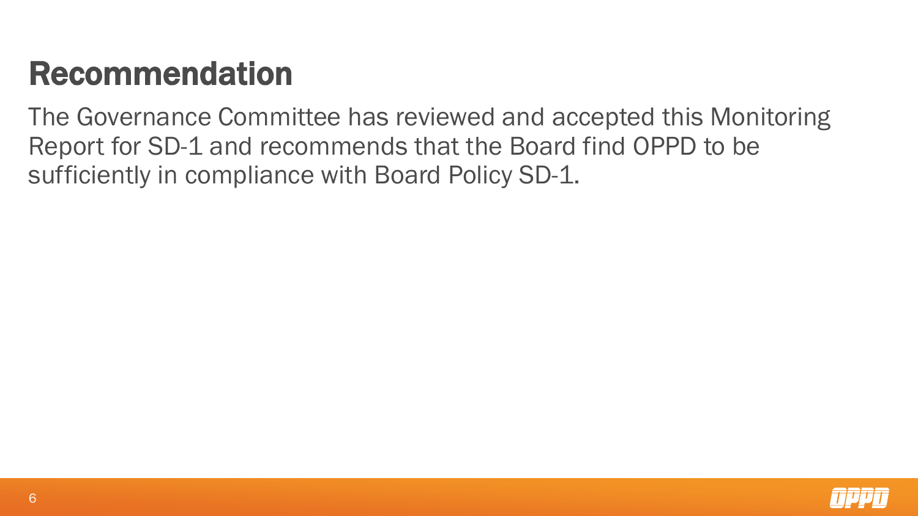# Recommendation

The Governance Committee has reviewed and accepted this Monitoring Report for SD-1 and recommends that the Board find OPPD to be sufficiently in compliance with Board Policy SD-1.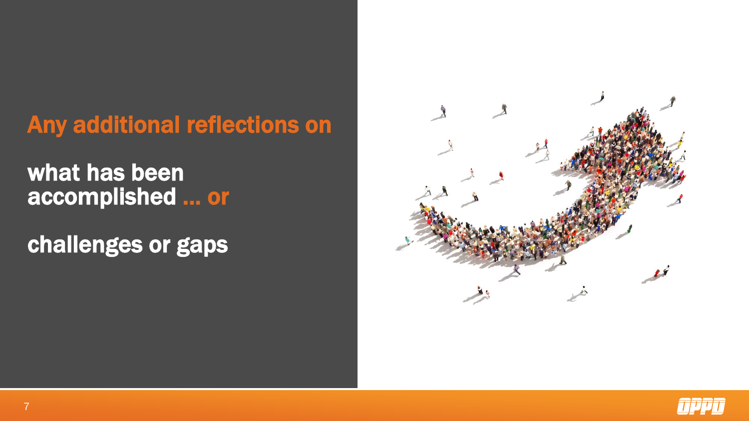## Any additional reflections on

**what has been accomplished … or**

**challenges or gaps**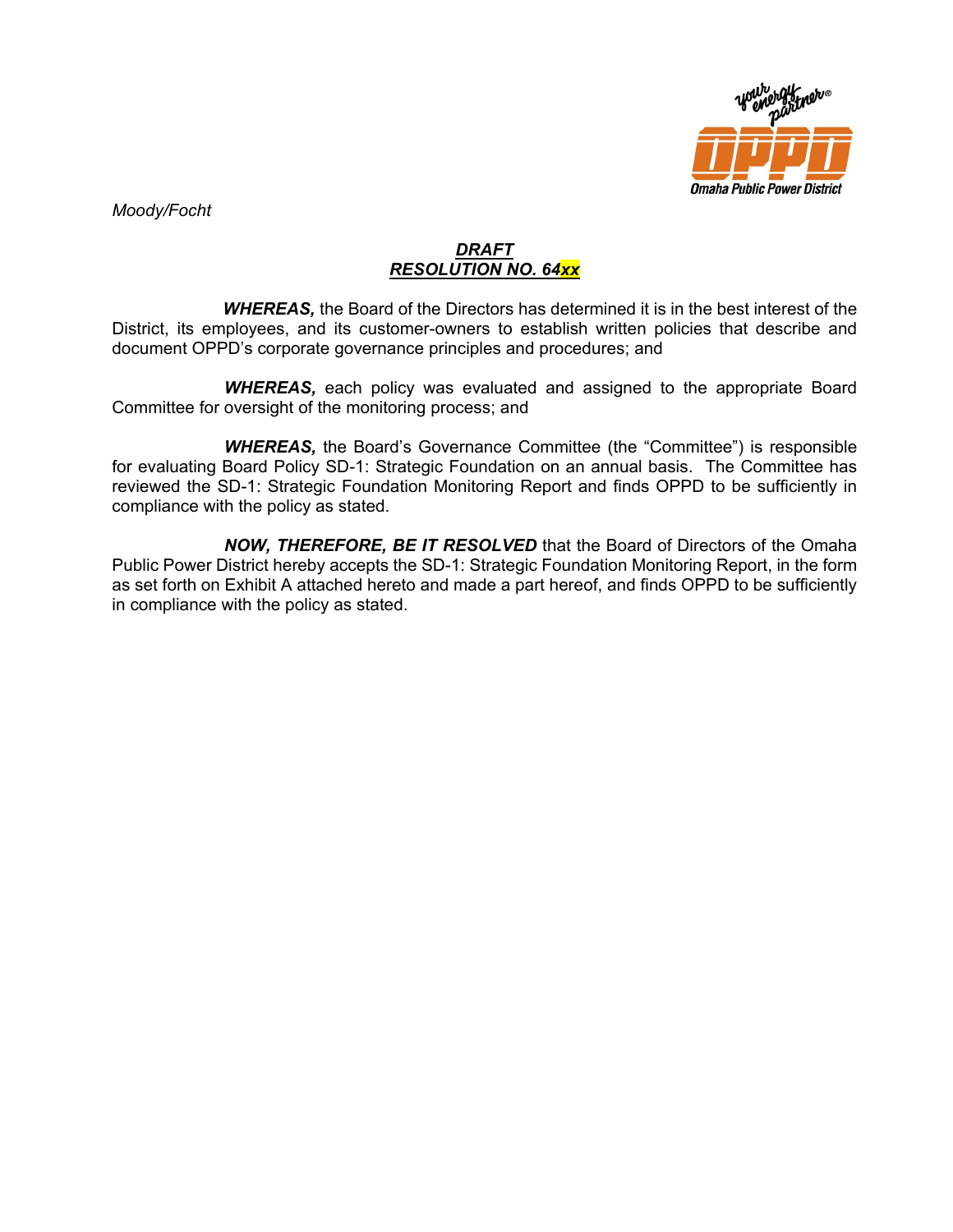*Moody/Focht*

**DRAFT**
**RESOLUTION NO. 64*xx***

***WHEREAS,*** the Board of the Directors has determined it is in the best interest of the District, its employees, and its customer-owners to establish written policies that describe and document OPPD's corporate governance principles and procedures; and

***WHEREAS,*** each policy was evaluated and assigned to the appropriate Board Committee for oversight of the monitoring process; and

***WHEREAS,*** the Board's Governance Committee (the "Committee") is responsible for evaluating Board Policy SD-1: Strategic Foundation on an annual basis. The Committee has reviewed the SD-1: Strategic Foundation Monitoring Report and finds OPPD to be sufficiently in compliance with the policy as stated.

***NOW, THEREFORE, BE IT RESOLVED*** that the Board of Directors of the Omaha Public Power District hereby accepts the SD-1: Strategic Foundation Monitoring Report, in the form as set forth on Exhibit A attached hereto and made a part hereof, and finds OPPD to be sufficiently in compliance with the policy as stated.